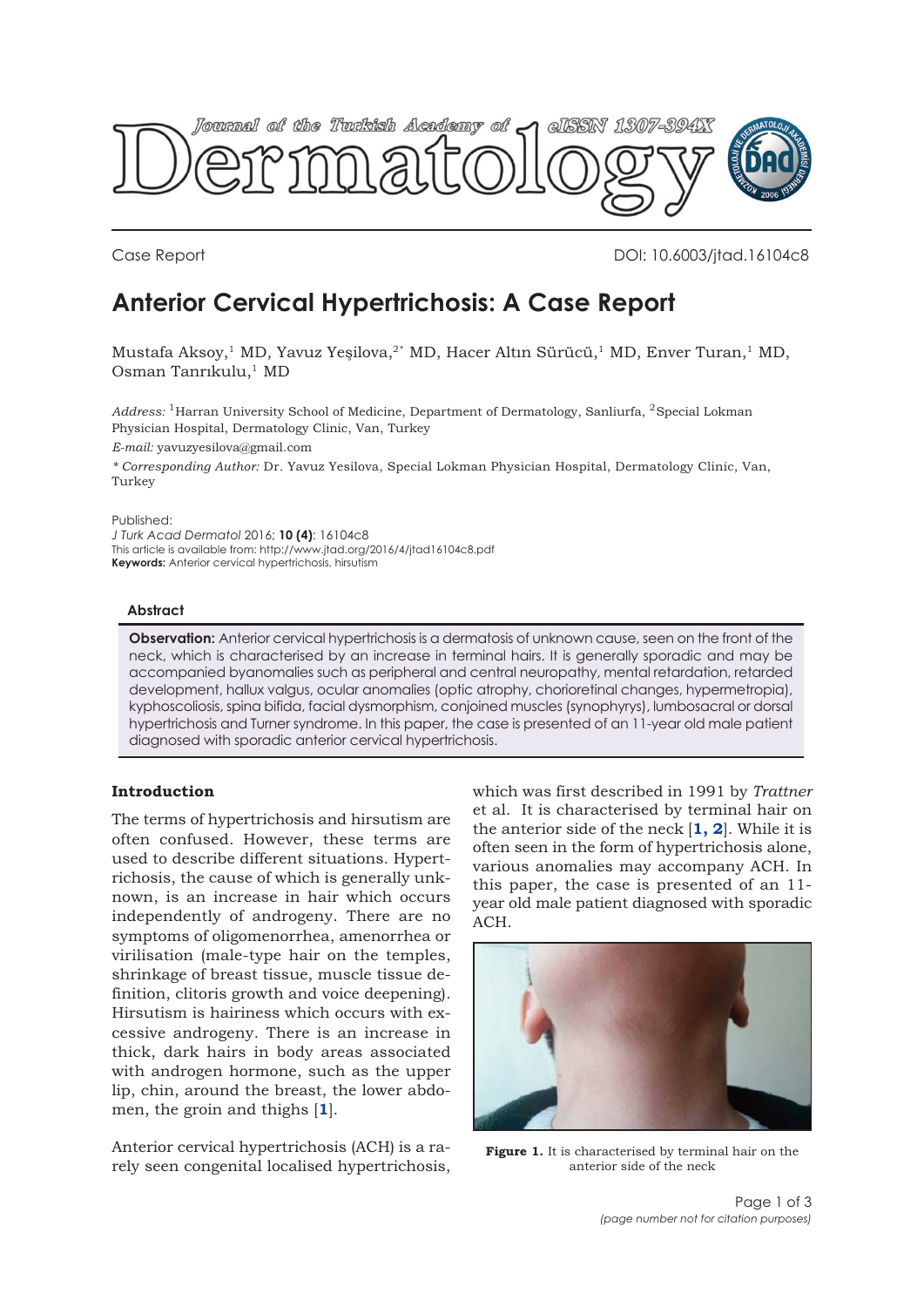Case Report

DOI: 10.6003/jtad.16104c8

# Anterior Cervical Hypertrichosis: A Case Report

Mustafa Aksoy,[1] MD, Yavuz Yeşilova,[2*] MD, Hacer Altın Sürücü,[1] MD, Enver Turan,[1] MD, Osman Tanrıkulu,[1] MD

*Address:* [1]Harran University School of Medicine, Department of Dermatology, Sanliurfa, [2]Special Lokman Physician Hospital, Dermatology Clinic, Van, Turkey

*E-mail:* yavuzyesilova@gmail.com

*\* Corresponding Author:* Dr. Yavuz Yesilova, Special Lokman Physician Hospital, Dermatology Clinic, Van, Turkey

Published:
*J Turk Acad Dermatol* 2016; **10 (4)**: 16104c8
This article is available from: http://www.jtad.org/2016/4/jtad16104c8.pdf
**Keywords:** Anterior cervical hypertrichosis, hirsutism

## Abstract

**Observation:** Anterior cervical hypertrichosis is a dermatosis of unknown cause, seen on the front of the neck, which is characterised by an increase in terminal hairs. It is generally sporadic and may be accompanied byanomalies such as peripheral and central neuropathy, mental retardation, retarded development, hallux valgus, ocular anomalies (optic atrophy, chorioretinal changes, hypermetropia), kyphoscoliosis, spina bifida, facial dysmorphism, conjoined muscles (synophyrys), lumbosacral or dorsal hypertrichosis and Turner syndrome. In this paper, the case is presented of an 11-year old male patient diagnosed with sporadic anterior cervical hypertrichosis.

## Introduction

The terms of hypertrichosis and hirsutism are often confused. However, these terms are used to describe different situations. Hypertrichosis, the cause of which is generally unknown, is an increase in hair which occurs independently of androgeny. There are no symptoms of oligomenorrhea, amenorrhea or virilisation (male-type hair on the temples, shrinkage of breast tissue, muscle tissue definition, clitoris growth and voice deepening). Hirsutism is hairiness which occurs with excessive androgeny. There is an increase in thick, dark hairs in body areas associated with androgen hormone, such as the upper lip, chin, around the breast, the lower abdomen, the groin and thighs [**1**].

Anterior cervical hypertrichosis (ACH) is a rarely seen congenital localised hypertrichosis, which was first described in 1991 by *Trattner* et al. It is characterised by terminal hair on the anterior side of the neck [**1, 2**]. While it is often seen in the form of hypertrichosis alone, various anomalies may accompany ACH. In this paper, the case is presented of an 11-year old male patient diagnosed with sporadic ACH.

**Figure 1.** It is characterised by terminal hair on the anterior side of the neck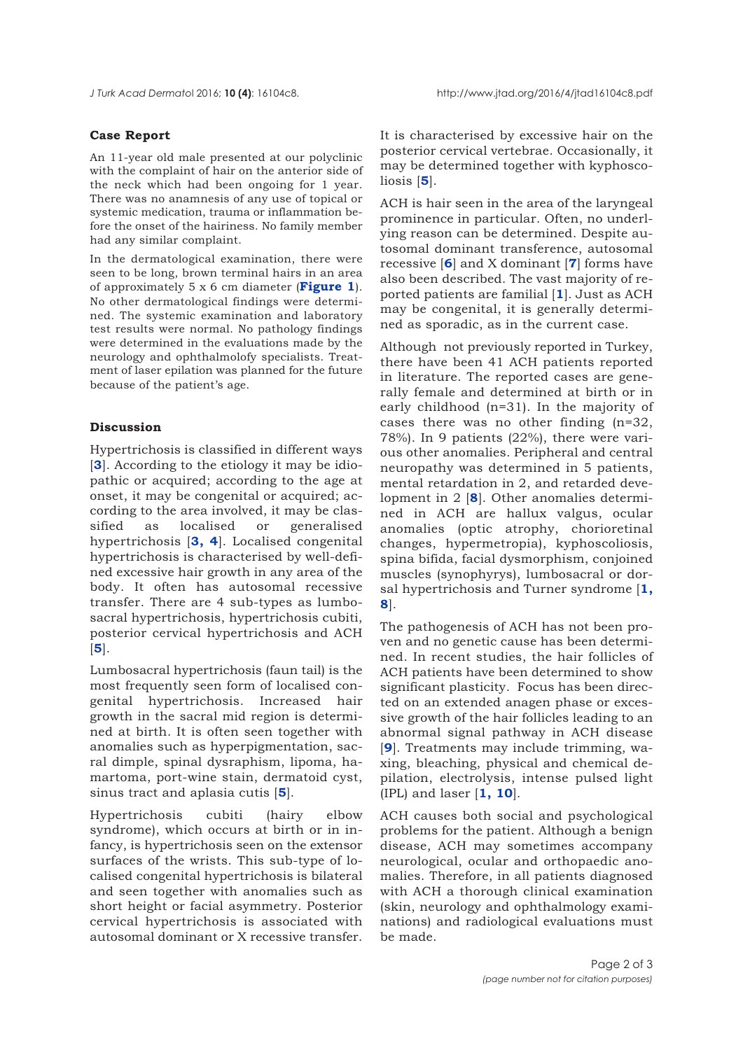## Case Report

An 11-year old male presented at our polyclinic with the complaint of hair on the anterior side of the neck which had been ongoing for 1 year. There was no anamnesis of any use of topical or systemic medication, trauma or inflammation before the onset of the hairiness. No family member had any similar complaint.

In the dermatological examination, there were seen to be long, brown terminal hairs in an area of approximately 5 x 6 cm diameter (**Figure 1**). No other dermatological findings were determined. The systemic examination and laboratory test results were normal. No pathology findings were determined in the evaluations made by the neurology and ophthalmolofy specialists. Treatment of laser epilation was planned for the future because of the patient's age.

## Discussion

Hypertrichosis is classified in different ways [**3**]. According to the etiology it may be idiopathic or acquired; according to the age at onset, it may be congenital or acquired; according to the area involved, it may be classified as localised or generalised hypertrichosis [**3, 4**]. Localised congenital hypertrichosis is characterised by well-defined excessive hair growth in any area of the body. It often has autosomal recessive transfer. There are 4 sub-types as lumbosacral hypertrichosis, hypertrichosis cubiti, posterior cervical hypertrichosis and ACH [**5**].

Lumbosacral hypertrichosis (faun tail) is the most frequently seen form of localised congenital hypertrichosis. Increased hair growth in the sacral mid region is determined at birth. It is often seen together with anomalies such as hyperpigmentation, sacral dimple, spinal dysraphism, lipoma, hamartoma, port-wine stain, dermatoid cyst, sinus tract and aplasia cutis [**5**].

Hypertrichosis cubiti (hairy elbow syndrome), which occurs at birth or in infancy, is hypertrichosis seen on the extensor surfaces of the wrists. This sub-type of localised congenital hypertrichosis is bilateral and seen together with anomalies such as short height or facial asymmetry. Posterior cervical hypertrichosis is associated with autosomal dominant or X recessive transfer. It is characterised by excessive hair on the posterior cervical vertebrae. Occasionally, it may be determined together with kyphoscoliosis [**5**].

ACH is hair seen in the area of the laryngeal prominence in particular. Often, no underlying reason can be determined. Despite autosomal dominant transference, autosomal recessive [**6**] and X dominant [**7**] forms have also been described. The vast majority of reported patients are familial [**1**]. Just as ACH may be congenital, it is generally determined as sporadic, as in the current case.

Although not previously reported in Turkey, there have been 41 ACH patients reported in literature. The reported cases are generally female and determined at birth or in early childhood (n=31). In the majority of cases there was no other finding (n=32, 78%). In 9 patients (22%), there were various other anomalies. Peripheral and central neuropathy was determined in 5 patients, mental retardation in 2, and retarded development in 2 [**8**]. Other anomalies determined in ACH are hallux valgus, ocular anomalies (optic atrophy, chorioretinal changes, hypermetropia), kyphoscoliosis, spina bifida, facial dysmorphism, conjoined muscles (synophyrys), lumbosacral or dorsal hypertrichosis and Turner syndrome [**1, 8**].

The pathogenesis of ACH has not been proven and no genetic cause has been determined. In recent studies, the hair follicles of ACH patients have been determined to show significant plasticity. Focus has been directed on an extended anagen phase or excessive growth of the hair follicles leading to an abnormal signal pathway in ACH disease [**9**]. Treatments may include trimming, waxing, bleaching, physical and chemical depilation, electrolysis, intense pulsed light (IPL) and laser [**1, 10**].

ACH causes both social and psychological problems for the patient. Although a benign disease, ACH may sometimes accompany neurological, ocular and orthopaedic anomalies. Therefore, in all patients diagnosed with ACH a thorough clinical examination (skin, neurology and ophthalmology examinations) and radiological evaluations must be made.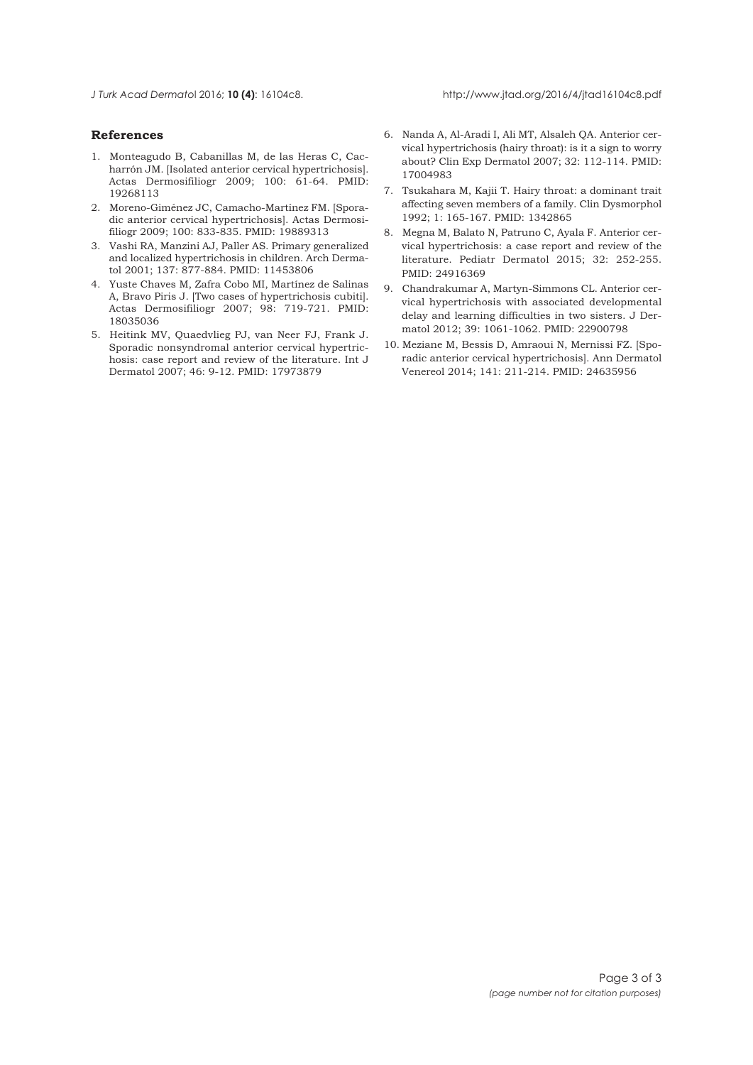## References

1. Monteagudo B, Cabanillas M, de las Heras C, Cacharrón JM. [Isolated anterior cervical hypertrichosis]. Actas Dermosifiliogr 2009; 100: 61-64. PMID: 19268113
2. Moreno-Giménez JC, Camacho-Martínez FM. [Sporadic anterior cervical hypertrichosis]. Actas Dermosifiliogr 2009; 100: 833-835. PMID: 19889313
3. Vashi RA, Manzini AJ, Paller AS. Primary generalized and localized hypertrichosis in children. Arch Dermatol 2001; 137: 877-884. PMID: 11453806
4. Yuste Chaves M, Zafra Cobo MI, Martínez de Salinas A, Bravo Piris J. [Two cases of hypertrichosis cubiti]. Actas Dermosifiliogr 2007; 98: 719-721. PMID: 18035036
5. Heitink MV, Quaedvlieg PJ, van Neer FJ, Frank J. Sporadic nonsyndromal anterior cervical hypertrichosis: case report and review of the literature. Int J Dermatol 2007; 46: 9-12. PMID: 17973879
6. Nanda A, Al-Aradi I, Ali MT, Alsaleh QA. Anterior cervical hypertrichosis (hairy throat): is it a sign to worry about? Clin Exp Dermatol 2007; 32: 112-114. PMID: 17004983
7. Tsukahara M, Kajii T. Hairy throat: a dominant trait affecting seven members of a family. Clin Dysmorphol 1992; 1: 165-167. PMID: 1342865
8. Megna M, Balato N, Patruno C, Ayala F. Anterior cervical hypertrichosis: a case report and review of the literature. Pediatr Dermatol 2015; 32: 252-255. PMID: 24916369
9. Chandrakumar A, Martyn-Simmons CL. Anterior cervical hypertrichosis with associated developmental delay and learning difficulties in two sisters. J Dermatol 2012; 39: 1061-1062. PMID: 22900798
10. Meziane M, Bessis D, Amraoui N, Mernissi FZ. [Sporadic anterior cervical hypertrichosis]. Ann Dermatol Venereol 2014; 141: 211-214. PMID: 24635956